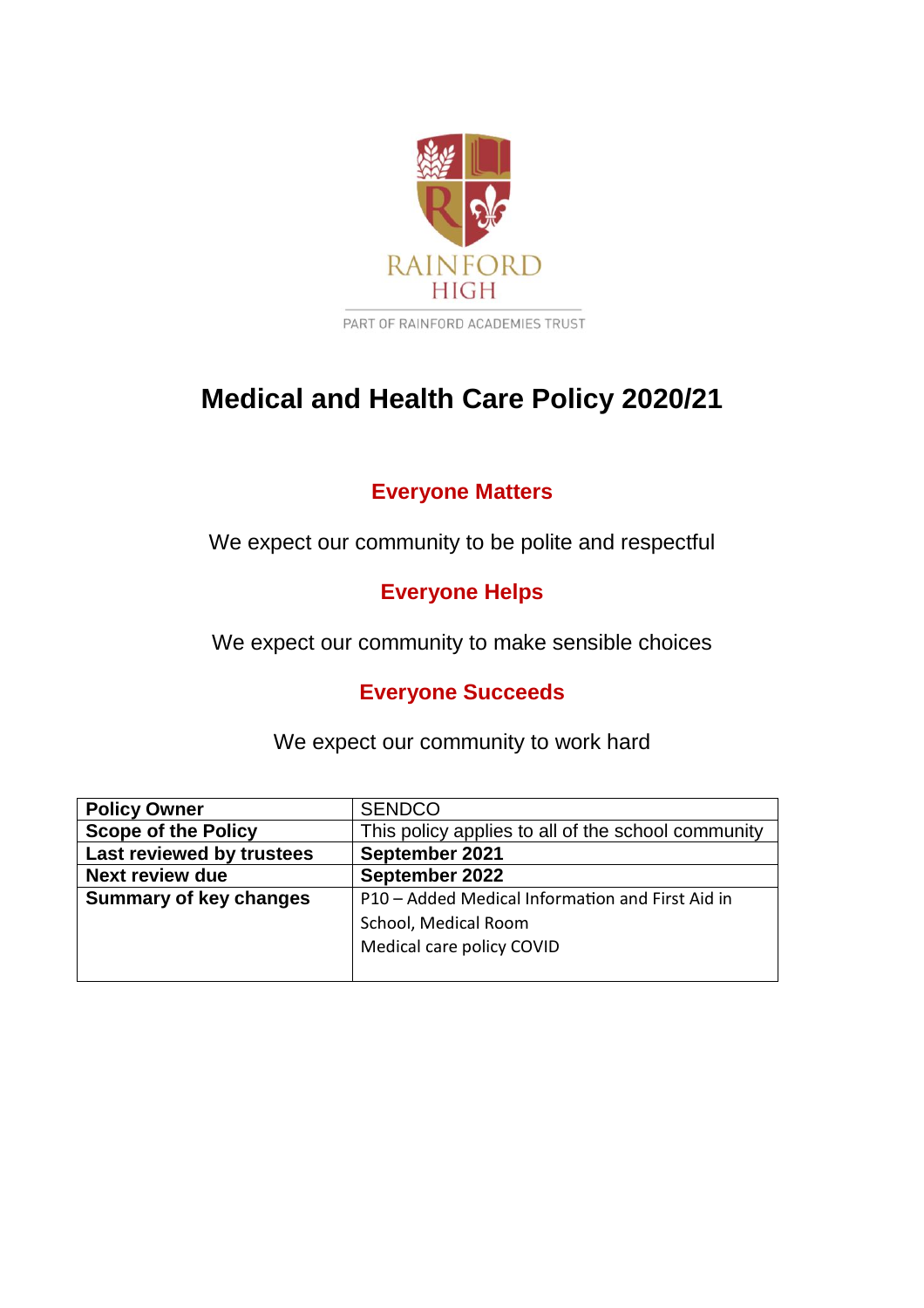RAINFORD HIGH

PART OF RAINFORD ACADEMIES TRUST

# Medical and Health Care Policy 2020/21

## Everyone Matters

We expect our community to be polite and respectful

## Everyone Helps

We expect our community to make sensible choices

## Everyone Succeeds

We expect our community to work hard

| **Policy Owner** | SENDCO |
|---|---|
| **Scope of the Policy** | This policy applies to all of the school community |
| **Last reviewed by trustees** | **September 2021** |
| **Next review due** | **September 2022** |
| **Summary of key changes** | P10 – Added Medical Information and First Aid in School, Medical Room<br>Medical care policy COVID |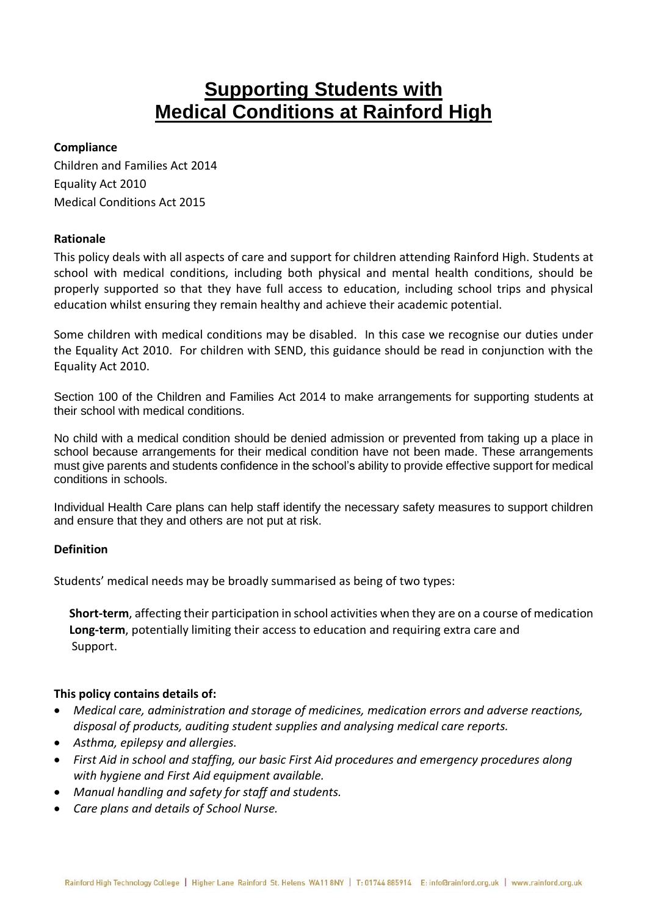# Supporting Students with Medical Conditions at Rainford High

**Compliance**

Children and Families Act 2014

Equality Act 2010

Medical Conditions Act 2015

**Rationale**

This policy deals with all aspects of care and support for children attending Rainford High. Students at school with medical conditions, including both physical and mental health conditions, should be properly supported so that they have full access to education, including school trips and physical education whilst ensuring they remain healthy and achieve their academic potential.

Some children with medical conditions may be disabled. In this case we recognise our duties under the Equality Act 2010. For children with SEND, this guidance should be read in conjunction with the Equality Act 2010.

Section 100 of the Children and Families Act 2014 to make arrangements for supporting students at their school with medical conditions.

No child with a medical condition should be denied admission or prevented from taking up a place in school because arrangements for their medical condition have not been made. These arrangements must give parents and students confidence in the school's ability to provide effective support for medical conditions in schools.

Individual Health Care plans can help staff identify the necessary safety measures to support children and ensure that they and others are not put at risk.

**Definition**

Students' medical needs may be broadly summarised as being of two types:

**Short-term**, affecting their participation in school activities when they are on a course of medication
**Long-term**, potentially limiting their access to education and requiring extra care and Support.

**This policy contains details of:**

- *Medical care, administration and storage of medicines, medication errors and adverse reactions, disposal of products, auditing student supplies and analysing medical care reports.*
- *Asthma, epilepsy and allergies.*
- *First Aid in school and staffing, our basic First Aid procedures and emergency procedures along with hygiene and First Aid equipment available.*
- *Manual handling and safety for staff and students.*
- *Care plans and details of School Nurse.*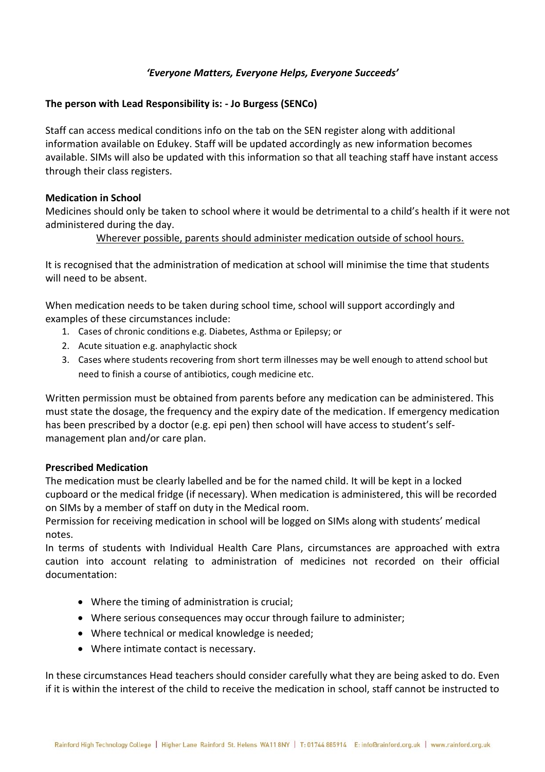***'Everyone Matters, Everyone Helps, Everyone Succeeds'***

**The person with Lead Responsibility is: - Jo Burgess (SENCo)**

Staff can access medical conditions info on the tab on the SEN register along with additional information available on Edukey. Staff will be updated accordingly as new information becomes available. SIMs will also be updated with this information so that all teaching staff have instant access through their class registers.

**Medication in School**

Medicines should only be taken to school where it would be detrimental to a child's health if it were not administered during the day.

<u>Wherever possible, parents should administer medication outside of school hours.</u>

It is recognised that the administration of medication at school will minimise the time that students will need to be absent.

When medication needs to be taken during school time, school will support accordingly and examples of these circumstances include:

1. Cases of chronic conditions e.g. Diabetes, Asthma or Epilepsy; or
2. Acute situation e.g. anaphylactic shock
3. Cases where students recovering from short term illnesses may be well enough to attend school but need to finish a course of antibiotics, cough medicine etc.

Written permission must be obtained from parents before any medication can be administered. This must state the dosage, the frequency and the expiry date of the medication. If emergency medication has been prescribed by a doctor (e.g. epi pen) then school will have access to student's self-management plan and/or care plan.

**Prescribed Medication**

The medication must be clearly labelled and be for the named child. It will be kept in a locked cupboard or the medical fridge (if necessary). When medication is administered, this will be recorded on SIMs by a member of staff on duty in the Medical room.

Permission for receiving medication in school will be logged on SIMs along with students' medical notes.

In terms of students with Individual Health Care Plans, circumstances are approached with extra caution into account relating to administration of medicines not recorded on their official documentation:

- Where the timing of administration is crucial;
- Where serious consequences may occur through failure to administer;
- Where technical or medical knowledge is needed;
- Where intimate contact is necessary.

In these circumstances Head teachers should consider carefully what they are being asked to do. Even if it is within the interest of the child to receive the medication in school, staff cannot be instructed to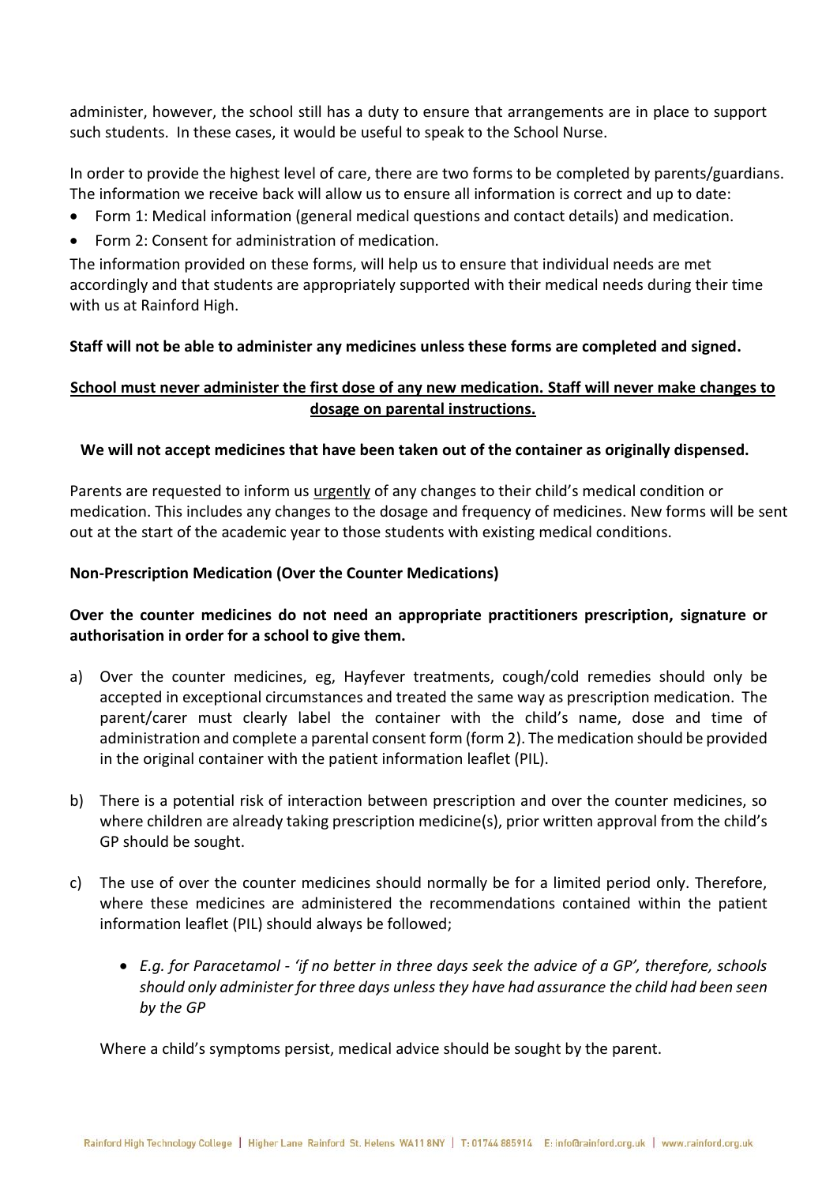administer, however, the school still has a duty to ensure that arrangements are in place to support such students. In these cases, it would be useful to speak to the School Nurse.

In order to provide the highest level of care, there are two forms to be completed by parents/guardians. The information we receive back will allow us to ensure all information is correct and up to date:

- Form 1: Medical information (general medical questions and contact details) and medication.
- Form 2: Consent for administration of medication.

The information provided on these forms, will help us to ensure that individual needs are met accordingly and that students are appropriately supported with their medical needs during their time with us at Rainford High.

**Staff will not be able to administer any medicines unless these forms are completed and signed.**

**School must never administer the first dose of any new medication. Staff will never make changes to dosage on parental instructions.**

**We will not accept medicines that have been taken out of the container as originally dispensed.**

Parents are requested to inform us urgently of any changes to their child's medical condition or medication. This includes any changes to the dosage and frequency of medicines. New forms will be sent out at the start of the academic year to those students with existing medical conditions.

**Non-Prescription Medication (Over the Counter Medications)**

**Over the counter medicines do not need an appropriate practitioners prescription, signature or authorisation in order for a school to give them.**

a) Over the counter medicines, eg, Hayfever treatments, cough/cold remedies should only be accepted in exceptional circumstances and treated the same way as prescription medication. The parent/carer must clearly label the container with the child's name, dose and time of administration and complete a parental consent form (form 2). The medication should be provided in the original container with the patient information leaflet (PIL).

b) There is a potential risk of interaction between prescription and over the counter medicines, so where children are already taking prescription medicine(s), prior written approval from the child's GP should be sought.

c) The use of over the counter medicines should normally be for a limited period only. Therefore, where these medicines are administered the recommendations contained within the patient information leaflet (PIL) should always be followed;

   - *E.g. for Paracetamol - 'if no better in three days seek the advice of a GP', therefore, schools should only administer for three days unless they have had assurance the child had been seen by the GP*

   Where a child's symptoms persist, medical advice should be sought by the parent.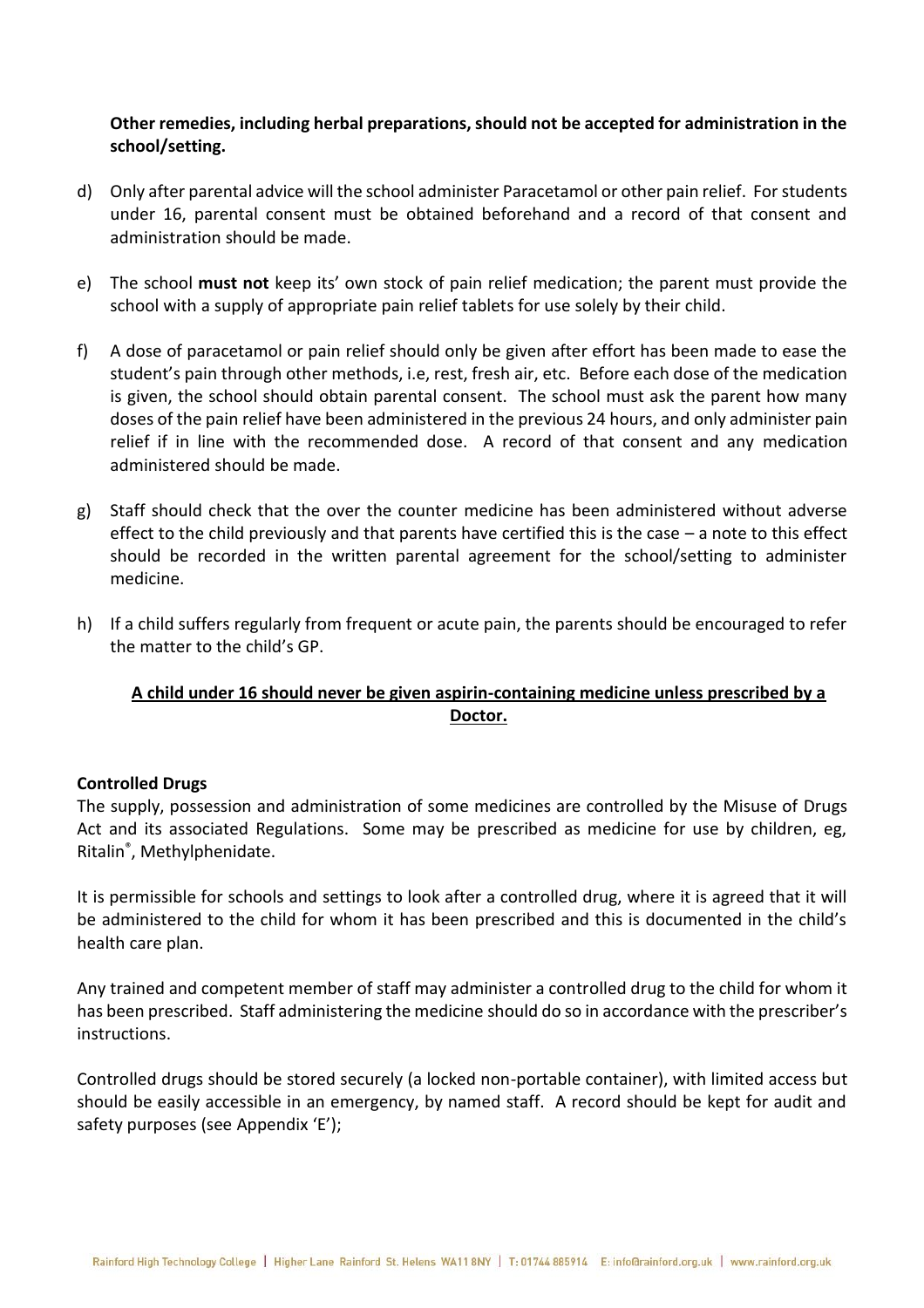**Other remedies, including herbal preparations, should not be accepted for administration in the school/setting.**

d) Only after parental advice will the school administer Paracetamol or other pain relief. For students under 16, parental consent must be obtained beforehand and a record of that consent and administration should be made.

e) The school **must not** keep its' own stock of pain relief medication; the parent must provide the school with a supply of appropriate pain relief tablets for use solely by their child.

f) A dose of paracetamol or pain relief should only be given after effort has been made to ease the student's pain through other methods, i.e, rest, fresh air, etc. Before each dose of the medication is given, the school should obtain parental consent. The school must ask the parent how many doses of the pain relief have been administered in the previous 24 hours, and only administer pain relief if in line with the recommended dose. A record of that consent and any medication administered should be made.

g) Staff should check that the over the counter medicine has been administered without adverse effect to the child previously and that parents have certified this is the case – a note to this effect should be recorded in the written parental agreement for the school/setting to administer medicine.

h) If a child suffers regularly from frequent or acute pain, the parents should be encouraged to refer the matter to the child's GP.

<u>**A child under 16 should never be given aspirin-containing medicine unless prescribed by a Doctor.**</u>

**Controlled Drugs**

The supply, possession and administration of some medicines are controlled by the Misuse of Drugs Act and its associated Regulations. Some may be prescribed as medicine for use by children, eg, Ritalin®, Methylphenidate.

It is permissible for schools and settings to look after a controlled drug, where it is agreed that it will be administered to the child for whom it has been prescribed and this is documented in the child's health care plan.

Any trained and competent member of staff may administer a controlled drug to the child for whom it has been prescribed. Staff administering the medicine should do so in accordance with the prescriber's instructions.

Controlled drugs should be stored securely (a locked non-portable container), with limited access but should be easily accessible in an emergency, by named staff. A record should be kept for audit and safety purposes (see Appendix 'E');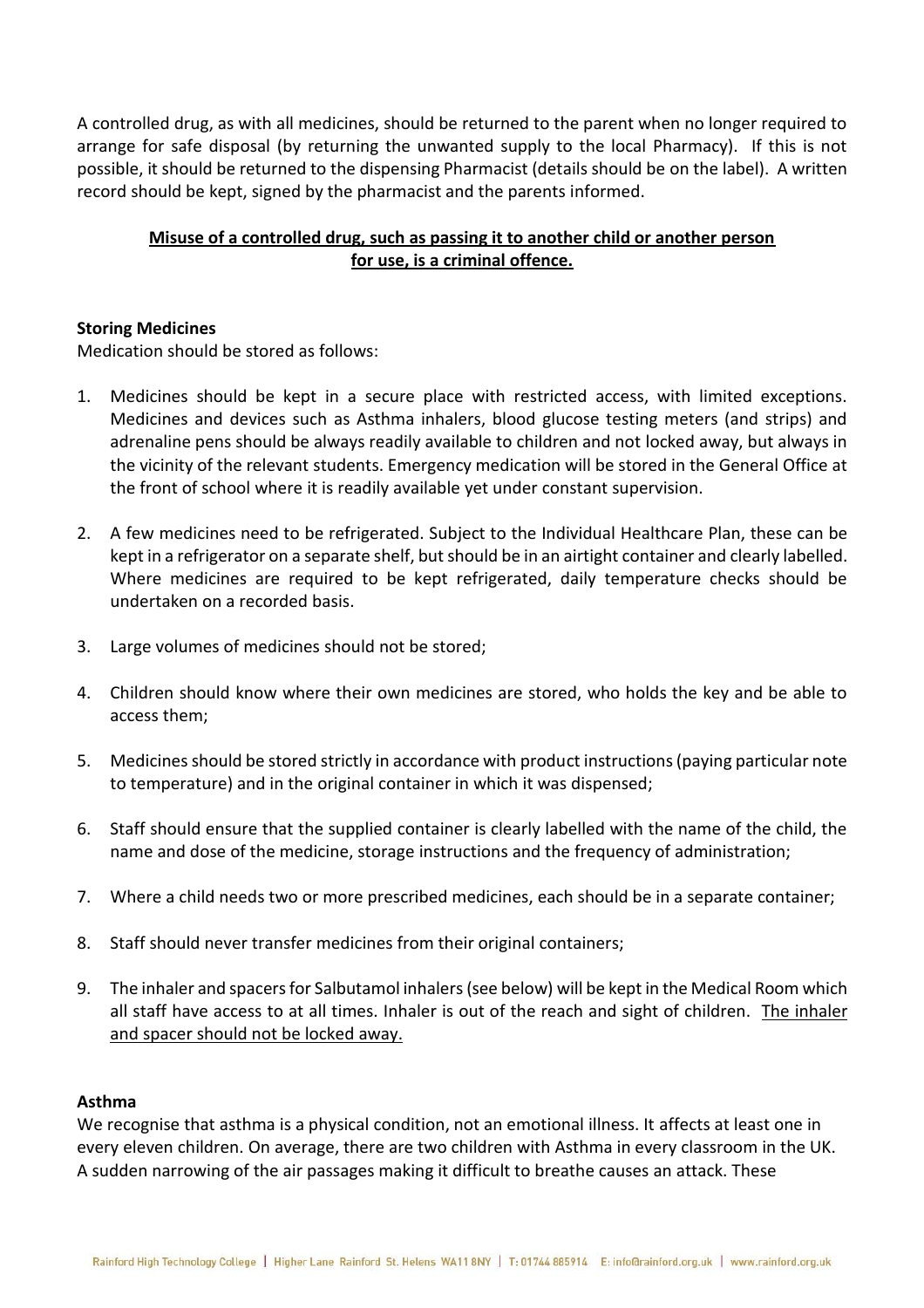A controlled drug, as with all medicines, should be returned to the parent when no longer required to arrange for safe disposal (by returning the unwanted supply to the local Pharmacy). If this is not possible, it should be returned to the dispensing Pharmacist (details should be on the label). A written record should be kept, signed by the pharmacist and the parents informed.

**Misuse of a controlled drug, such as passing it to another child or another person for use, is a criminal offence.**

**Storing Medicines**

Medication should be stored as follows:

1. Medicines should be kept in a secure place with restricted access, with limited exceptions. Medicines and devices such as Asthma inhalers, blood glucose testing meters (and strips) and adrenaline pens should be always readily available to children and not locked away, but always in the vicinity of the relevant students. Emergency medication will be stored in the General Office at the front of school where it is readily available yet under constant supervision.

2. A few medicines need to be refrigerated. Subject to the Individual Healthcare Plan, these can be kept in a refrigerator on a separate shelf, but should be in an airtight container and clearly labelled. Where medicines are required to be kept refrigerated, daily temperature checks should be undertaken on a recorded basis.

3. Large volumes of medicines should not be stored;

4. Children should know where their own medicines are stored, who holds the key and be able to access them;

5. Medicines should be stored strictly in accordance with product instructions (paying particular note to temperature) and in the original container in which it was dispensed;

6. Staff should ensure that the supplied container is clearly labelled with the name of the child, the name and dose of the medicine, storage instructions and the frequency of administration;

7. Where a child needs two or more prescribed medicines, each should be in a separate container;

8. Staff should never transfer medicines from their original containers;

9. The inhaler and spacers for Salbutamol inhalers (see below) will be kept in the Medical Room which all staff have access to at all times. Inhaler is out of the reach and sight of children. The inhaler and spacer should not be locked away.

**Asthma**

We recognise that asthma is a physical condition, not an emotional illness. It affects at least one in every eleven children. On average, there are two children with Asthma in every classroom in the UK. A sudden narrowing of the air passages making it difficult to breathe causes an attack. These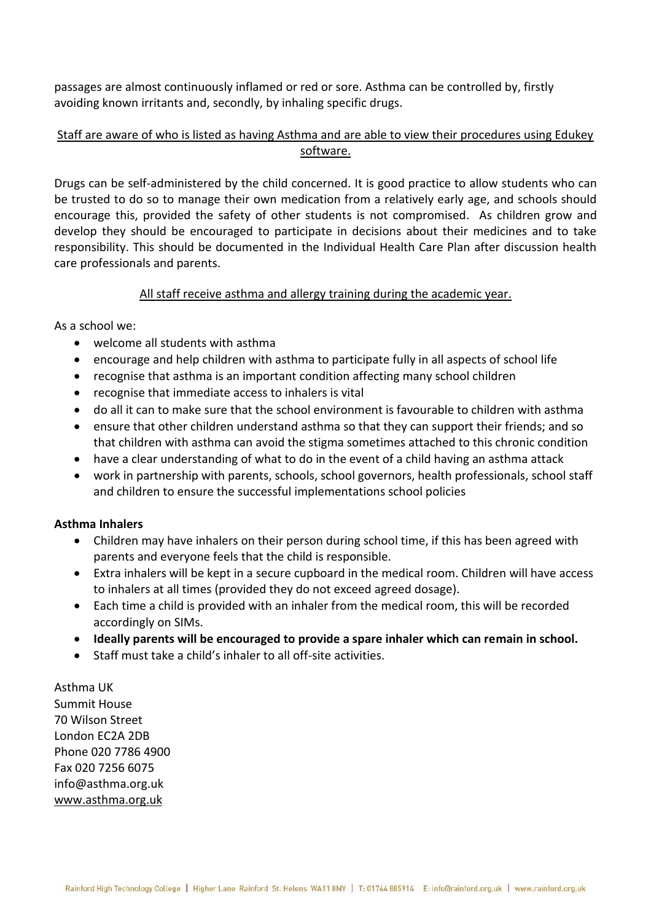passages are almost continuously inflamed or red or sore. Asthma can be controlled by, firstly avoiding known irritants and, secondly, by inhaling specific drugs.

<u>Staff are aware of who is listed as having Asthma and are able to view their procedures using Edukey software.</u>

Drugs can be self-administered by the child concerned. It is good practice to allow students who can be trusted to do so to manage their own medication from a relatively early age, and schools should encourage this, provided the safety of other students is not compromised. As children grow and develop they should be encouraged to participate in decisions about their medicines and to take responsibility. This should be documented in the Individual Health Care Plan after discussion health care professionals and parents.

<u>All staff receive asthma and allergy training during the academic year.</u>

As a school we:

- welcome all students with asthma
- encourage and help children with asthma to participate fully in all aspects of school life
- recognise that asthma is an important condition affecting many school children
- recognise that immediate access to inhalers is vital
- do all it can to make sure that the school environment is favourable to children with asthma
- ensure that other children understand asthma so that they can support their friends; and so that children with asthma can avoid the stigma sometimes attached to this chronic condition
- have a clear understanding of what to do in the event of a child having an asthma attack
- work in partnership with parents, schools, school governors, health professionals, school staff and children to ensure the successful implementations school policies

**Asthma Inhalers**

- Children may have inhalers on their person during school time, if this has been agreed with parents and everyone feels that the child is responsible.
- Extra inhalers will be kept in a secure cupboard in the medical room. Children will have access to inhalers at all times (provided they do not exceed agreed dosage).
- Each time a child is provided with an inhaler from the medical room, this will be recorded accordingly on SIMs.
- **Ideally parents will be encouraged to provide a spare inhaler which can remain in school.**
- Staff must take a child's inhaler to all off-site activities.

Asthma UK
Summit House
70 Wilson Street
London EC2A 2DB
Phone 020 7786 4900
Fax 020 7256 6075
info@asthma.org.uk
www.asthma.org.uk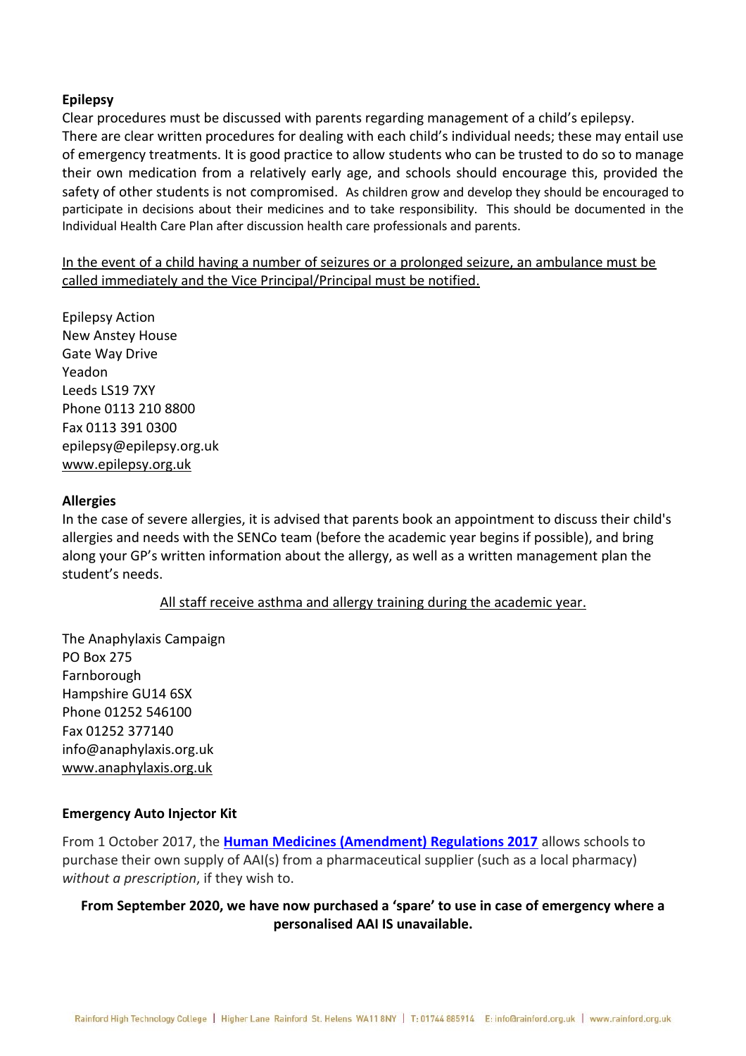**Epilepsy**

Clear procedures must be discussed with parents regarding management of a child's epilepsy. There are clear written procedures for dealing with each child's individual needs; these may entail use of emergency treatments. It is good practice to allow students who can be trusted to do so to manage their own medication from a relatively early age, and schools should encourage this, provided the safety of other students is not compromised. As children grow and develop they should be encouraged to participate in decisions about their medicines and to take responsibility. This should be documented in the Individual Health Care Plan after discussion health care professionals and parents.

<u>In the event of a child having a number of seizures or a prolonged seizure, an ambulance must be called immediately and the Vice Principal/Principal must be notified.</u>

Epilepsy Action
New Anstey House
Gate Way Drive
Yeadon
Leeds LS19 7XY
Phone 0113 210 8800
Fax 0113 391 0300
epilepsy@epilepsy.org.uk
www.epilepsy.org.uk

**Allergies**

In the case of severe allergies, it is advised that parents book an appointment to discuss their child's allergies and needs with the SENCo team (before the academic year begins if possible), and bring along your GP's written information about the allergy, as well as a written management plan the student's needs.

<u>All staff receive asthma and allergy training during the academic year.</u>

The Anaphylaxis Campaign
PO Box 275
Farnborough
Hampshire GU14 6SX
Phone 01252 546100
Fax 01252 377140
info@anaphylaxis.org.uk
www.anaphylaxis.org.uk

**Emergency Auto Injector Kit**

From 1 October 2017, the **Human Medicines (Amendment) Regulations 2017** allows schools to purchase their own supply of AAI(s) from a pharmaceutical supplier (such as a local pharmacy) *without a prescription*, if they wish to.

**From September 2020, we have now purchased a 'spare' to use in case of emergency where a personalised AAI IS unavailable.**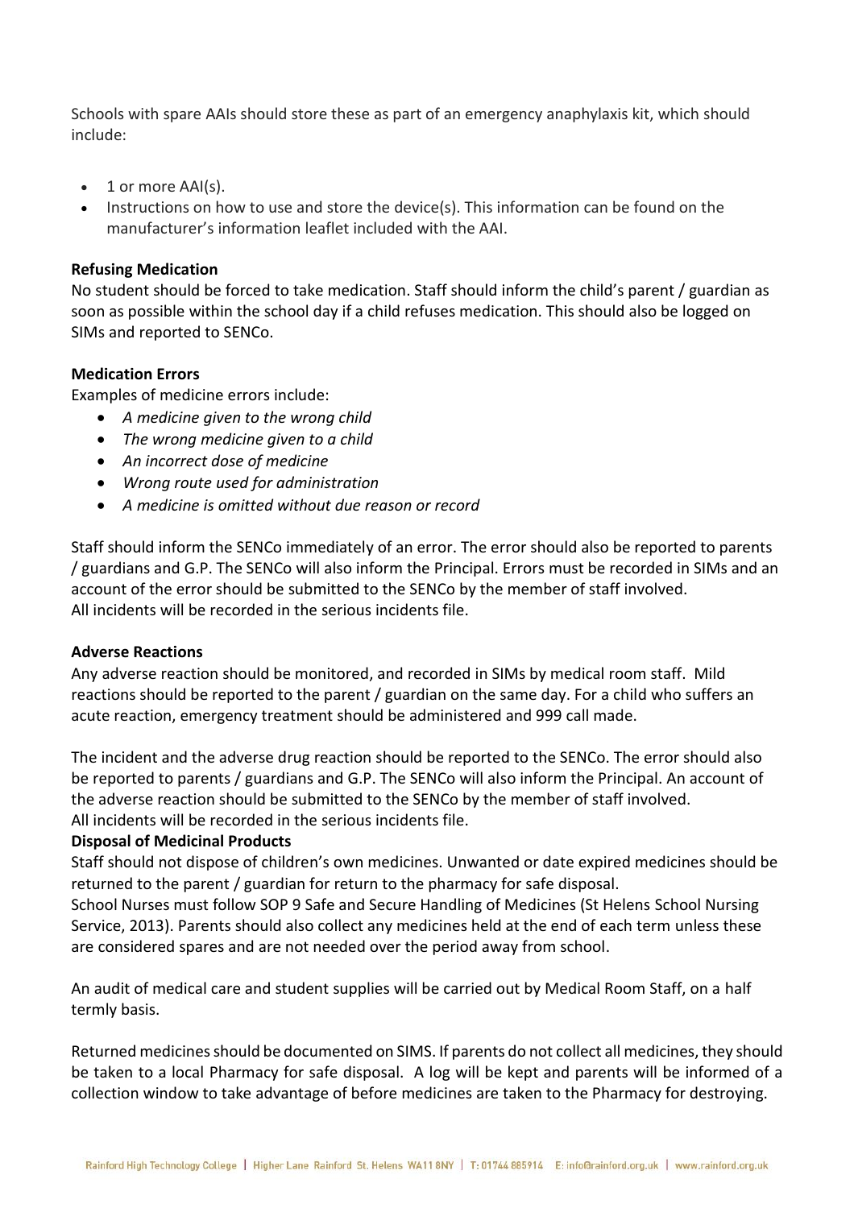Schools with spare AAIs should store these as part of an emergency anaphylaxis kit, which should include:

- 1 or more AAI(s).
- Instructions on how to use and store the device(s). This information can be found on the manufacturer's information leaflet included with the AAI.

**Refusing Medication**

No student should be forced to take medication. Staff should inform the child's parent / guardian as soon as possible within the school day if a child refuses medication. This should also be logged on SIMs and reported to SENCo.

**Medication Errors**

Examples of medicine errors include:

- *A medicine given to the wrong child*
- *The wrong medicine given to a child*
- *An incorrect dose of medicine*
- *Wrong route used for administration*
- *A medicine is omitted without due reason or record*

Staff should inform the SENCo immediately of an error. The error should also be reported to parents / guardians and G.P. The SENCo will also inform the Principal. Errors must be recorded in SIMs and an account of the error should be submitted to the SENCo by the member of staff involved.
All incidents will be recorded in the serious incidents file.

**Adverse Reactions**

Any adverse reaction should be monitored, and recorded in SIMs by medical room staff. Mild reactions should be reported to the parent / guardian on the same day. For a child who suffers an acute reaction, emergency treatment should be administered and 999 call made.

The incident and the adverse drug reaction should be reported to the SENCo. The error should also be reported to parents / guardians and G.P. The SENCo will also inform the Principal. An account of the adverse reaction should be submitted to the SENCo by the member of staff involved.
All incidents will be recorded in the serious incidents file.

**Disposal of Medicinal Products**

Staff should not dispose of children's own medicines. Unwanted or date expired medicines should be returned to the parent / guardian for return to the pharmacy for safe disposal.
School Nurses must follow SOP 9 Safe and Secure Handling of Medicines (St Helens School Nursing Service, 2013). Parents should also collect any medicines held at the end of each term unless these are considered spares and are not needed over the period away from school.

An audit of medical care and student supplies will be carried out by Medical Room Staff, on a half termly basis.

Returned medicines should be documented on SIMS. If parents do not collect all medicines, they should be taken to a local Pharmacy for safe disposal. A log will be kept and parents will be informed of a collection window to take advantage of before medicines are taken to the Pharmacy for destroying.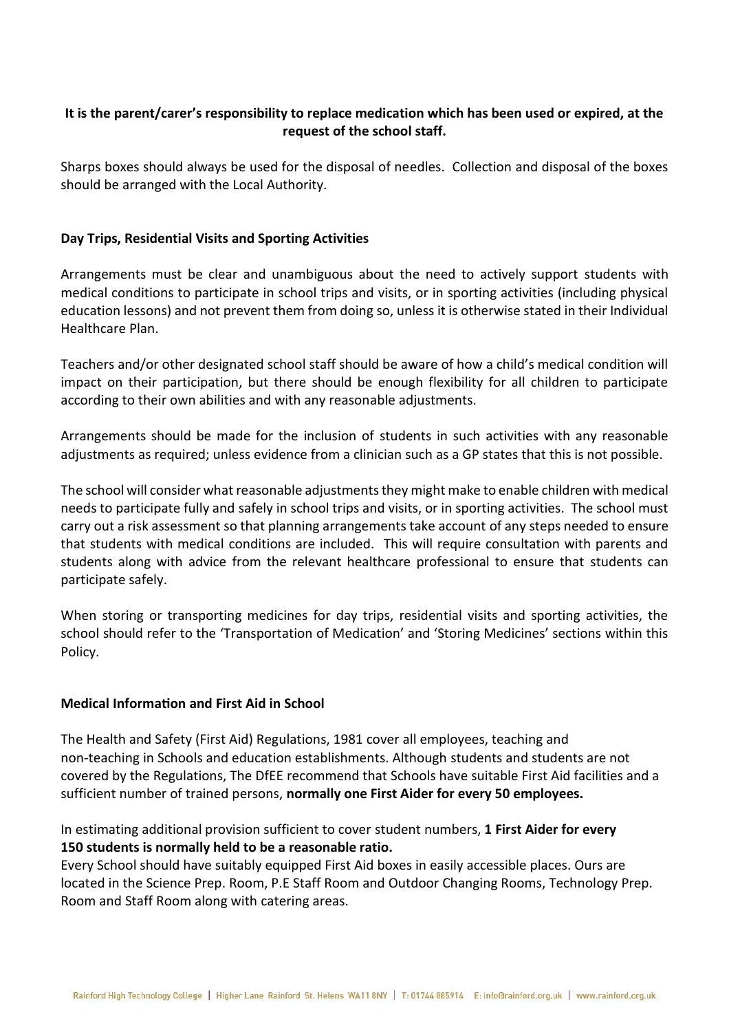**It is the parent/carer's responsibility to replace medication which has been used or expired, at the request of the school staff.**

Sharps boxes should always be used for the disposal of needles. Collection and disposal of the boxes should be arranged with the Local Authority.

### Day Trips, Residential Visits and Sporting Activities

Arrangements must be clear and unambiguous about the need to actively support students with medical conditions to participate in school trips and visits, or in sporting activities (including physical education lessons) and not prevent them from doing so, unless it is otherwise stated in their Individual Healthcare Plan.

Teachers and/or other designated school staff should be aware of how a child's medical condition will impact on their participation, but there should be enough flexibility for all children to participate according to their own abilities and with any reasonable adjustments.

Arrangements should be made for the inclusion of students in such activities with any reasonable adjustments as required; unless evidence from a clinician such as a GP states that this is not possible.

The school will consider what reasonable adjustments they might make to enable children with medical needs to participate fully and safely in school trips and visits, or in sporting activities. The school must carry out a risk assessment so that planning arrangements take account of any steps needed to ensure that students with medical conditions are included. This will require consultation with parents and students along with advice from the relevant healthcare professional to ensure that students can participate safely.

When storing or transporting medicines for day trips, residential visits and sporting activities, the school should refer to the 'Transportation of Medication' and 'Storing Medicines' sections within this Policy.

### Medical Information and First Aid in School

The Health and Safety (First Aid) Regulations, 1981 cover all employees, teaching and non-teaching in Schools and education establishments. Although students and students are not covered by the Regulations, The DfEE recommend that Schools have suitable First Aid facilities and a sufficient number of trained persons, **normally one First Aider for every 50 employees.**

In estimating additional provision sufficient to cover student numbers, **1 First Aider for every 150 students is normally held to be a reasonable ratio.**
Every School should have suitably equipped First Aid boxes in easily accessible places. Ours are located in the Science Prep. Room, P.E Staff Room and Outdoor Changing Rooms, Technology Prep. Room and Staff Room along with catering areas.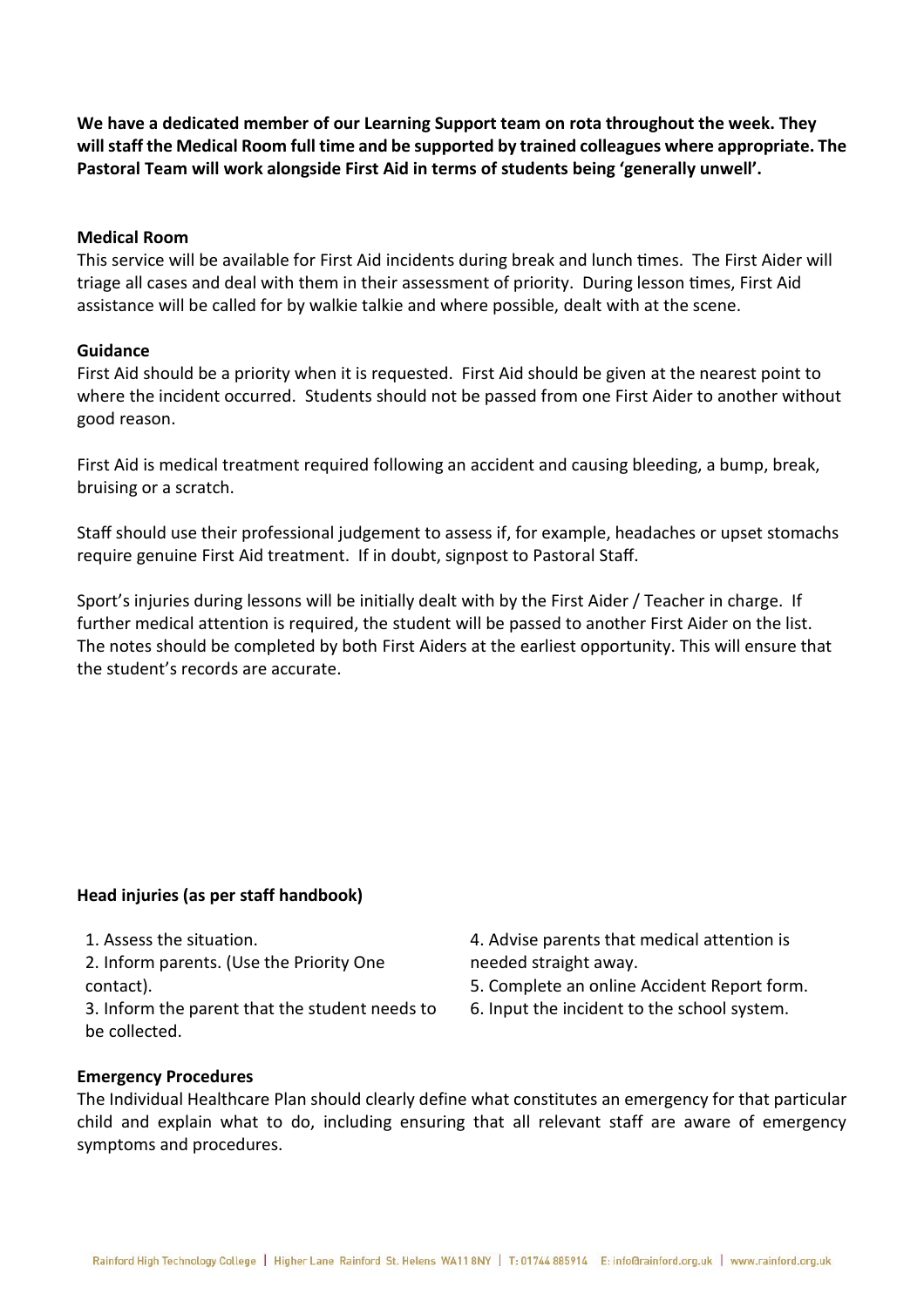**We have a dedicated member of our Learning Support team on rota throughout the week. They will staff the Medical Room full time and be supported by trained colleagues where appropriate. The Pastoral Team will work alongside First Aid in terms of students being 'generally unwell'.**

**Medical Room**

This service will be available for First Aid incidents during break and lunch times. The First Aider will triage all cases and deal with them in their assessment of priority. During lesson times, First Aid assistance will be called for by walkie talkie and where possible, dealt with at the scene.

**Guidance**

First Aid should be a priority when it is requested. First Aid should be given at the nearest point to where the incident occurred. Students should not be passed from one First Aider to another without good reason.

First Aid is medical treatment required following an accident and causing bleeding, a bump, break, bruising or a scratch.

Staff should use their professional judgement to assess if, for example, headaches or upset stomachs require genuine First Aid treatment. If in doubt, signpost to Pastoral Staff.

Sport's injuries during lessons will be initially dealt with by the First Aider / Teacher in charge. If further medical attention is required, the student will be passed to another First Aider on the list. The notes should be completed by both First Aiders at the earliest opportunity. This will ensure that the student's records are accurate.

**Head injuries (as per staff handbook)**

1. Assess the situation.
2. Inform parents. (Use the Priority One contact).
3. Inform the parent that the student needs to be collected.
4. Advise parents that medical attention is needed straight away.
5. Complete an online Accident Report form.
6. Input the incident to the school system.

**Emergency Procedures**

The Individual Healthcare Plan should clearly define what constitutes an emergency for that particular child and explain what to do, including ensuring that all relevant staff are aware of emergency symptoms and procedures.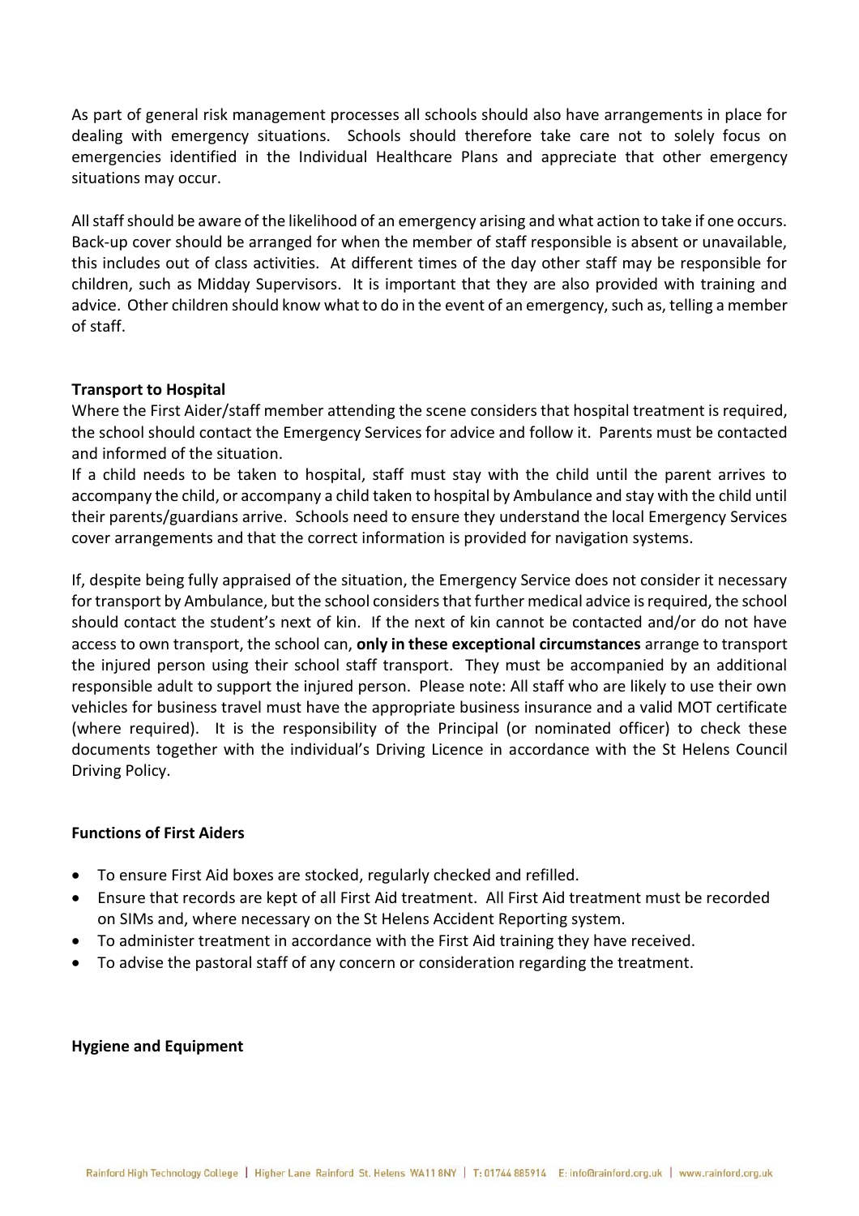As part of general risk management processes all schools should also have arrangements in place for dealing with emergency situations. Schools should therefore take care not to solely focus on emergencies identified in the Individual Healthcare Plans and appreciate that other emergency situations may occur.

All staff should be aware of the likelihood of an emergency arising and what action to take if one occurs. Back-up cover should be arranged for when the member of staff responsible is absent or unavailable, this includes out of class activities. At different times of the day other staff may be responsible for children, such as Midday Supervisors. It is important that they are also provided with training and advice. Other children should know what to do in the event of an emergency, such as, telling a member of staff.

**Transport to Hospital**

Where the First Aider/staff member attending the scene considers that hospital treatment is required, the school should contact the Emergency Services for advice and follow it. Parents must be contacted and informed of the situation.

If a child needs to be taken to hospital, staff must stay with the child until the parent arrives to accompany the child, or accompany a child taken to hospital by Ambulance and stay with the child until their parents/guardians arrive. Schools need to ensure they understand the local Emergency Services cover arrangements and that the correct information is provided for navigation systems.

If, despite being fully appraised of the situation, the Emergency Service does not consider it necessary for transport by Ambulance, but the school considers that further medical advice is required, the school should contact the student's next of kin. If the next of kin cannot be contacted and/or do not have access to own transport, the school can, **only in these exceptional circumstances** arrange to transport the injured person using their school staff transport. They must be accompanied by an additional responsible adult to support the injured person. Please note: All staff who are likely to use their own vehicles for business travel must have the appropriate business insurance and a valid MOT certificate (where required). It is the responsibility of the Principal (or nominated officer) to check these documents together with the individual's Driving Licence in accordance with the St Helens Council Driving Policy.

**Functions of First Aiders**

- To ensure First Aid boxes are stocked, regularly checked and refilled.
- Ensure that records are kept of all First Aid treatment. All First Aid treatment must be recorded on SIMs and, where necessary on the St Helens Accident Reporting system.
- To administer treatment in accordance with the First Aid training they have received.
- To advise the pastoral staff of any concern or consideration regarding the treatment.

**Hygiene and Equipment**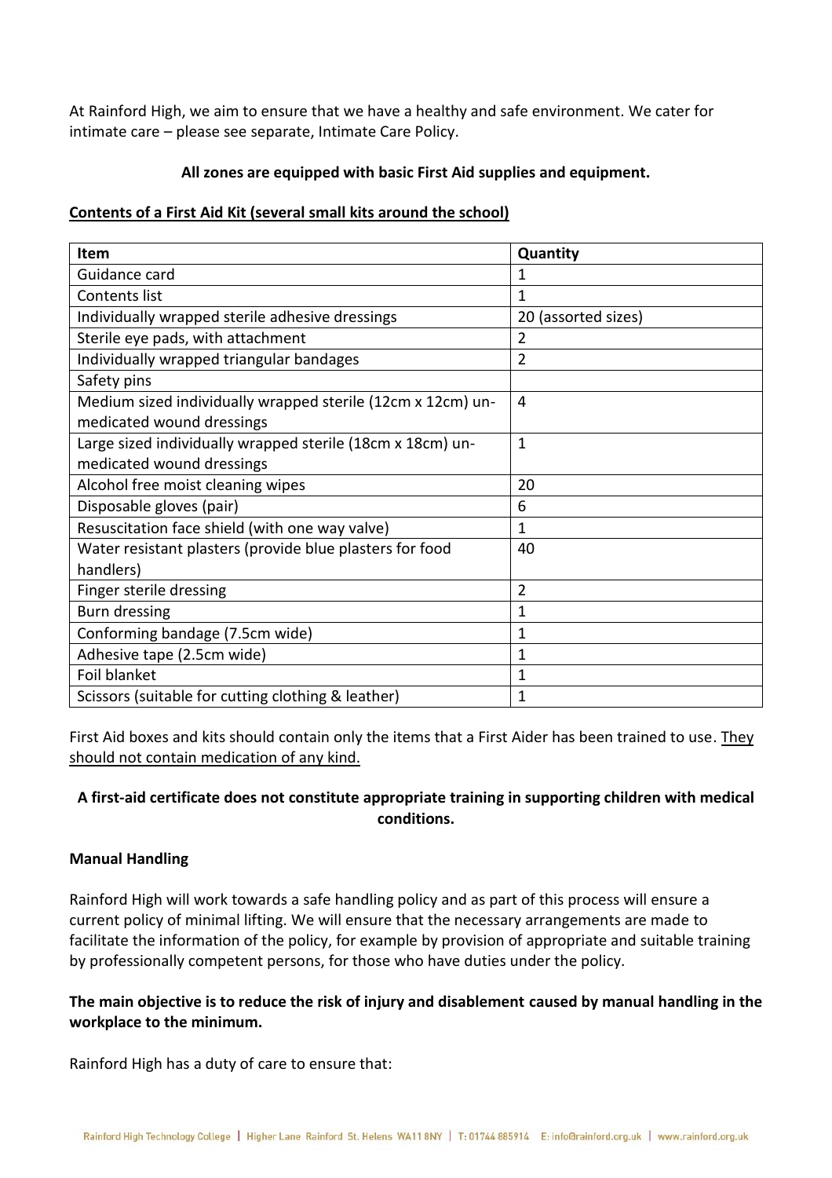At Rainford High, we aim to ensure that we have a healthy and safe environment. We cater for intimate care – please see separate, Intimate Care Policy.

**All zones are equipped with basic First Aid supplies and equipment.**

**Contents of a First Aid Kit (several small kits around the school)**

| Item | Quantity |
|---|---|
| Guidance card | 1 |
| Contents list | 1 |
| Individually wrapped sterile adhesive dressings | 20 (assorted sizes) |
| Sterile eye pads, with attachment | 2 |
| Individually wrapped triangular bandages | 2 |
| Safety pins | |
| Medium sized individually wrapped sterile (12cm x 12cm) un-medicated wound dressings | 4 |
| Large sized individually wrapped sterile (18cm x 18cm) un-medicated wound dressings | 1 |
| Alcohol free moist cleaning wipes | 20 |
| Disposable gloves (pair) | 6 |
| Resuscitation face shield (with one way valve) | 1 |
| Water resistant plasters (provide blue plasters for food handlers) | 40 |
| Finger sterile dressing | 2 |
| Burn dressing | 1 |
| Conforming bandage (7.5cm wide) | 1 |
| Adhesive tape (2.5cm wide) | 1 |
| Foil blanket | 1 |
| Scissors (suitable for cutting clothing & leather) | 1 |

First Aid boxes and kits should contain only the items that a First Aider has been trained to use. They should not contain medication of any kind.

**A first-aid certificate does not constitute appropriate training in supporting children with medical conditions.**

**Manual Handling**

Rainford High will work towards a safe handling policy and as part of this process will ensure a current policy of minimal lifting. We will ensure that the necessary arrangements are made to facilitate the information of the policy, for example by provision of appropriate and suitable training by professionally competent persons, for those who have duties under the policy.

**The main objective is to reduce the risk of injury and disablement caused by manual handling in the workplace to the minimum.**

Rainford High has a duty of care to ensure that: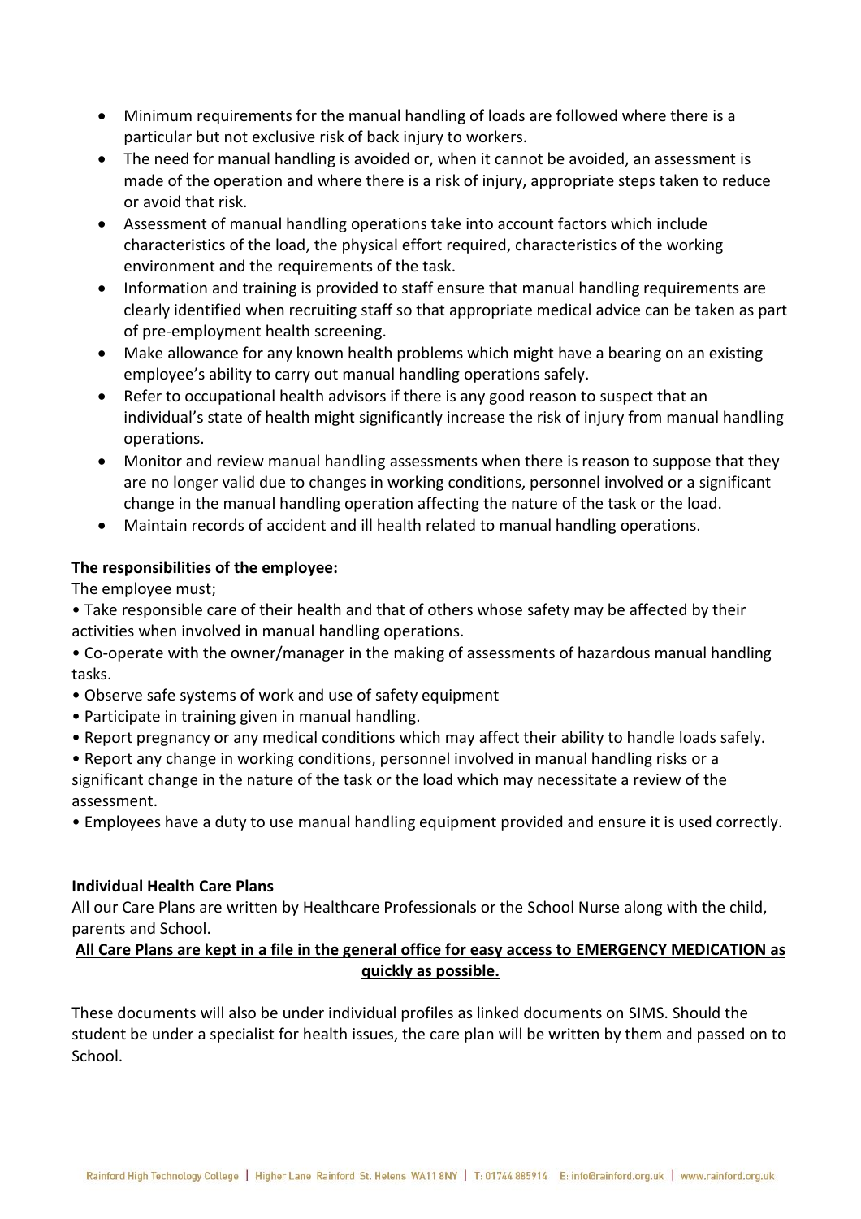- Minimum requirements for the manual handling of loads are followed where there is a particular but not exclusive risk of back injury to workers.
- The need for manual handling is avoided or, when it cannot be avoided, an assessment is made of the operation and where there is a risk of injury, appropriate steps taken to reduce or avoid that risk.
- Assessment of manual handling operations take into account factors which include characteristics of the load, the physical effort required, characteristics of the working environment and the requirements of the task.
- Information and training is provided to staff ensure that manual handling requirements are clearly identified when recruiting staff so that appropriate medical advice can be taken as part of pre-employment health screening.
- Make allowance for any known health problems which might have a bearing on an existing employee's ability to carry out manual handling operations safely.
- Refer to occupational health advisors if there is any good reason to suspect that an individual's state of health might significantly increase the risk of injury from manual handling operations.
- Monitor and review manual handling assessments when there is reason to suppose that they are no longer valid due to changes in working conditions, personnel involved or a significant change in the manual handling operation affecting the nature of the task or the load.
- Maintain records of accident and ill health related to manual handling operations.

**The responsibilities of the employee:**

The employee must;

- Take responsible care of their health and that of others whose safety may be affected by their activities when involved in manual handling operations.
- Co-operate with the owner/manager in the making of assessments of hazardous manual handling tasks.
- Observe safe systems of work and use of safety equipment
- Participate in training given in manual handling.
- Report pregnancy or any medical conditions which may affect their ability to handle loads safely.
- Report any change in working conditions, personnel involved in manual handling risks or a significant change in the nature of the task or the load which may necessitate a review of the assessment.
- Employees have a duty to use manual handling equipment provided and ensure it is used correctly.

**Individual Health Care Plans**

All our Care Plans are written by Healthcare Professionals or the School Nurse along with the child, parents and School.

**<u>All Care Plans are kept in a file in the general office for easy access to EMERGENCY MEDICATION as quickly as possible.</u>**

These documents will also be under individual profiles as linked documents on SIMS. Should the student be under a specialist for health issues, the care plan will be written by them and passed on to School.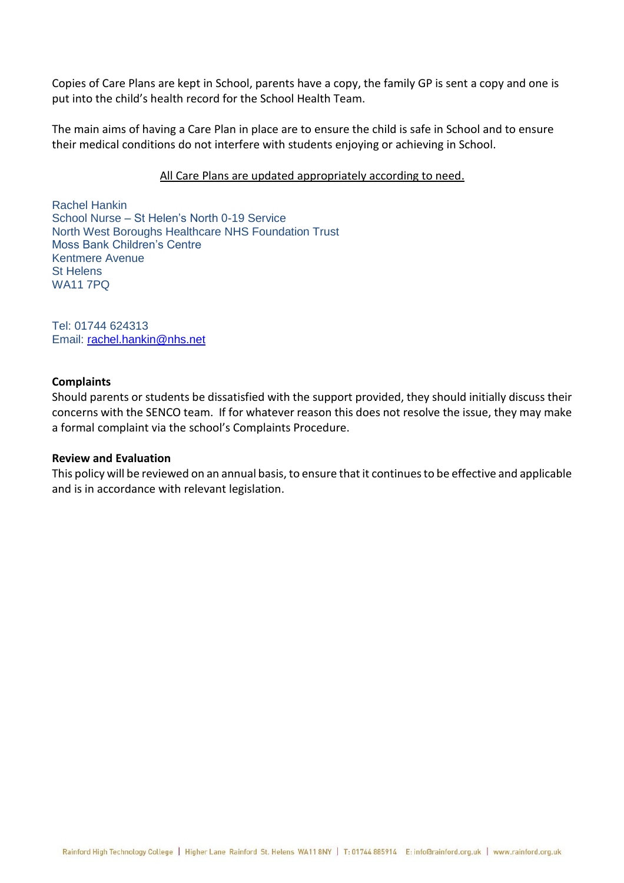Copies of Care Plans are kept in School, parents have a copy, the family GP is sent a copy and one is put into the child's health record for the School Health Team.

The main aims of having a Care Plan in place are to ensure the child is safe in School and to ensure their medical conditions do not interfere with students enjoying or achieving in School.

All Care Plans are updated appropriately according to need.

Rachel Hankin
School Nurse – St Helen's North 0-19 Service
North West Boroughs Healthcare NHS Foundation Trust
Moss Bank Children's Centre
Kentmere Avenue
St Helens
WA11 7PQ

Tel: 01744 624313
Email: rachel.hankin@nhs.net

**Complaints**
Should parents or students be dissatisfied with the support provided, they should initially discuss their concerns with the SENCO team. If for whatever reason this does not resolve the issue, they may make a formal complaint via the school's Complaints Procedure.

**Review and Evaluation**
This policy will be reviewed on an annual basis, to ensure that it continues to be effective and applicable and is in accordance with relevant legislation.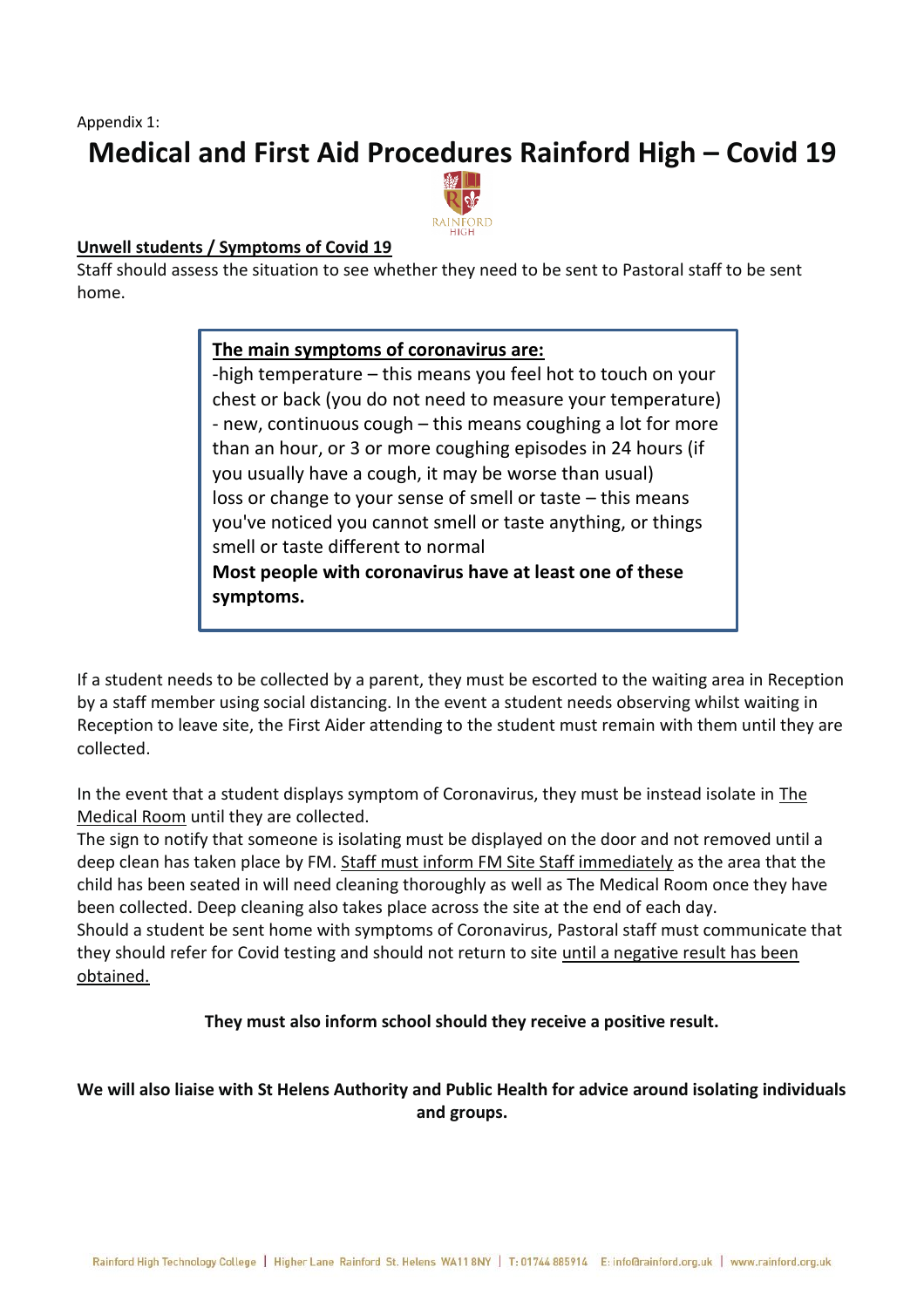Appendix 1:

# Medical and First Aid Procedures Rainford High – Covid 19

<u>**Unwell students / Symptoms of Covid 19**</u>

Staff should assess the situation to see whether they need to be sent to Pastoral staff to be sent home.

> **<u>The main symptoms of coronavirus are:</u>**
> -high temperature – this means you feel hot to touch on your chest or back (you do not need to measure your temperature)
> - new, continuous cough – this means coughing a lot for more than an hour, or 3 or more coughing episodes in 24 hours (if you usually have a cough, it may be worse than usual)
> loss or change to your sense of smell or taste – this means you've noticed you cannot smell or taste anything, or things smell or taste different to normal
> **Most people with coronavirus have at least one of these symptoms.**

If a student needs to be collected by a parent, they must be escorted to the waiting area in Reception by a staff member using social distancing. In the event a student needs observing whilst waiting in Reception to leave site, the First Aider attending to the student must remain with them until they are collected.

In the event that a student displays symptom of Coronavirus, they must be instead isolate in <u>The Medical Room</u> until they are collected.
The sign to notify that someone is isolating must be displayed on the door and not removed until a deep clean has taken place by FM. <u>Staff must inform FM Site Staff immediately</u> as the area that the child has been seated in will need cleaning thoroughly as well as The Medical Room once they have been collected. Deep cleaning also takes place across the site at the end of each day.
Should a student be sent home with symptoms of Coronavirus, Pastoral staff must communicate that they should refer for Covid testing and should not return to site <u>until a negative result has been obtained.</u>

**They must also inform school should they receive a positive result.**

**We will also liaise with St Helens Authority and Public Health for advice around isolating individuals and groups.**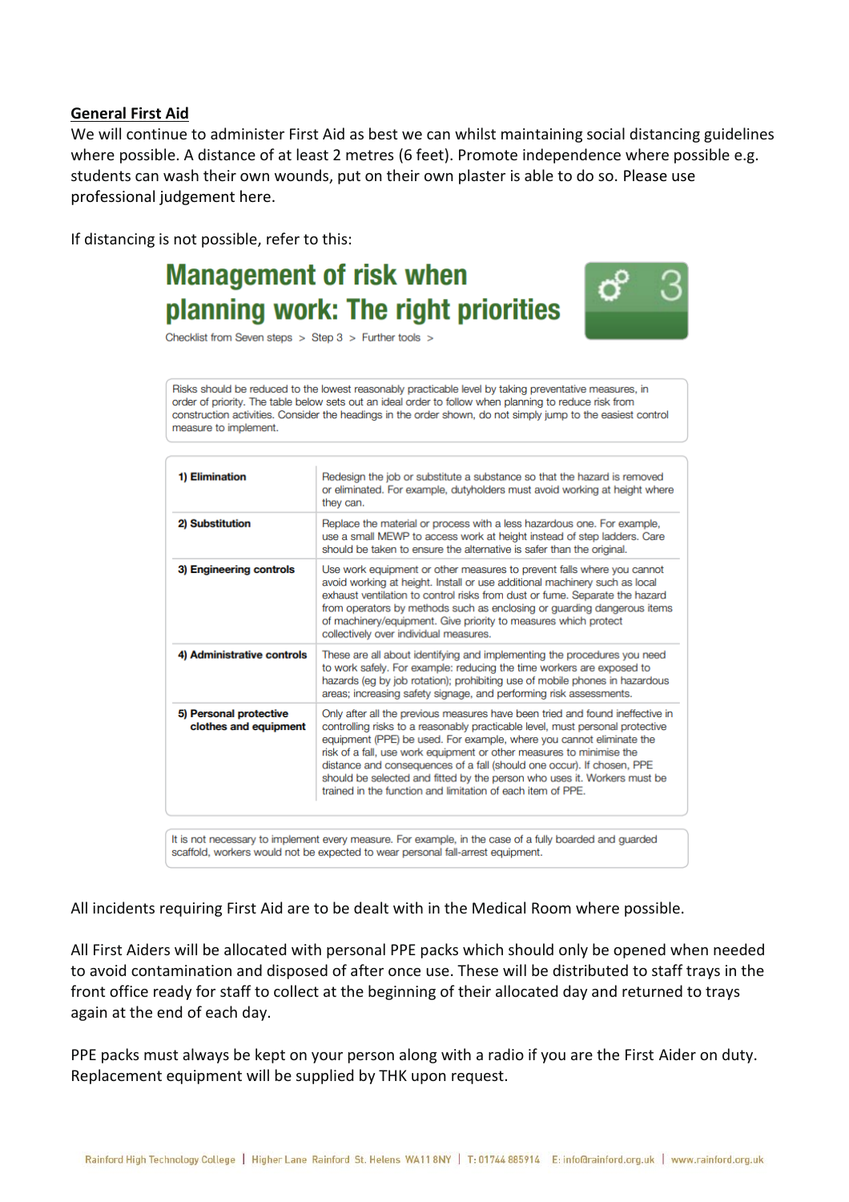## General First Aid

We will continue to administer First Aid as best we can whilst maintaining social distancing guidelines where possible. A distance of at least 2 metres (6 feet). Promote independence where possible e.g. students can wash their own wounds, put on their own plaster is able to do so. Please use professional judgement here.

If distancing is not possible, refer to this:

### Management of risk when planning work: The right priorities

Checklist from Seven steps > Step 3 > Further tools >

Risks should be reduced to the lowest reasonably practicable level by taking preventative measures, in order of priority. The table below sets out an ideal order to follow when planning to reduce risk from construction activities. Consider the headings in the order shown, do not simply jump to the easiest control measure to implement.

| | |
|---|---|
| **1) Elimination** | Redesign the job or substitute a substance so that the hazard is removed or eliminated. For example, dutyholders must avoid working at height where they can. |
| **2) Substitution** | Replace the material or process with a less hazardous one. For example, use a small MEWP to access work at height instead of step ladders. Care should be taken to ensure the alternative is safer than the original. |
| **3) Engineering controls** | Use work equipment or other measures to prevent falls where you cannot avoid working at height. Install or use additional machinery such as local exhaust ventilation to control risks from dust or fume. Separate the hazard from operators by methods such as enclosing or guarding dangerous items of machinery/equipment. Give priority to measures which protect collectively over individual measures. |
| **4) Administrative controls** | These are all about identifying and implementing the procedures you need to work safely. For example: reducing the time workers are exposed to hazards (eg by job rotation); prohibiting use of mobile phones in hazardous areas; increasing safety signage, and performing risk assessments. |
| **5) Personal protective clothes and equipment** | Only after all the previous measures have been tried and found ineffective in controlling risks to a reasonably practicable level, must personal protective equipment (PPE) be used. For example, where you cannot eliminate the risk of a fall, use work equipment or other measures to minimise the distance and consequences of a fall (should one occur). If chosen, PPE should be selected and fitted by the person who uses it. Workers must be trained in the function and limitation of each item of PPE. |

It is not necessary to implement every measure. For example, in the case of a fully boarded and guarded scaffold, workers would not be expected to wear personal fall-arrest equipment.

All incidents requiring First Aid are to be dealt with in the Medical Room where possible.

All First Aiders will be allocated with personal PPE packs which should only be opened when needed to avoid contamination and disposed of after once use. These will be distributed to staff trays in the front office ready for staff to collect at the beginning of their allocated day and returned to trays again at the end of each day.

PPE packs must always be kept on your person along with a radio if you are the First Aider on duty. Replacement equipment will be supplied by THK upon request.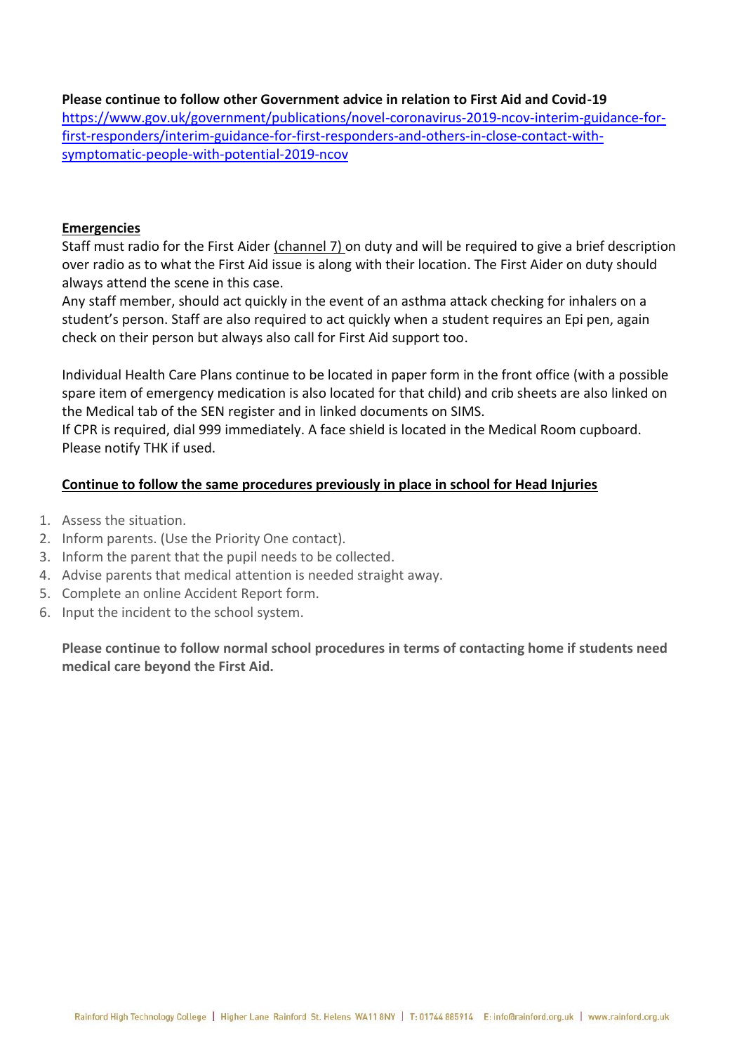**Please continue to follow other Government advice in relation to First Aid and Covid-19**
https://www.gov.uk/government/publications/novel-coronavirus-2019-ncov-interim-guidance-for-first-responders/interim-guidance-for-first-responders-and-others-in-close-contact-with-symptomatic-people-with-potential-2019-ncov

**Emergencies**

Staff must radio for the First Aider (channel 7) on duty and will be required to give a brief description over radio as to what the First Aid issue is along with their location. The First Aider on duty should always attend the scene in this case.

Any staff member, should act quickly in the event of an asthma attack checking for inhalers on a student's person. Staff are also required to act quickly when a student requires an Epi pen, again check on their person but always also call for First Aid support too.

Individual Health Care Plans continue to be located in paper form in the front office (with a possible spare item of emergency medication is also located for that child) and crib sheets are also linked on the Medical tab of the SEN register and in linked documents on SIMS.

If CPR is required, dial 999 immediately. A face shield is located in the Medical Room cupboard. Please notify THK if used.

**Continue to follow the same procedures previously in place in school for Head Injuries**

1. Assess the situation.
2. Inform parents. (Use the Priority One contact).
3. Inform the parent that the pupil needs to be collected.
4. Advise parents that medical attention is needed straight away.
5. Complete an online Accident Report form.
6. Input the incident to the school system.

**Please continue to follow normal school procedures in terms of contacting home if students need medical care beyond the First Aid.**